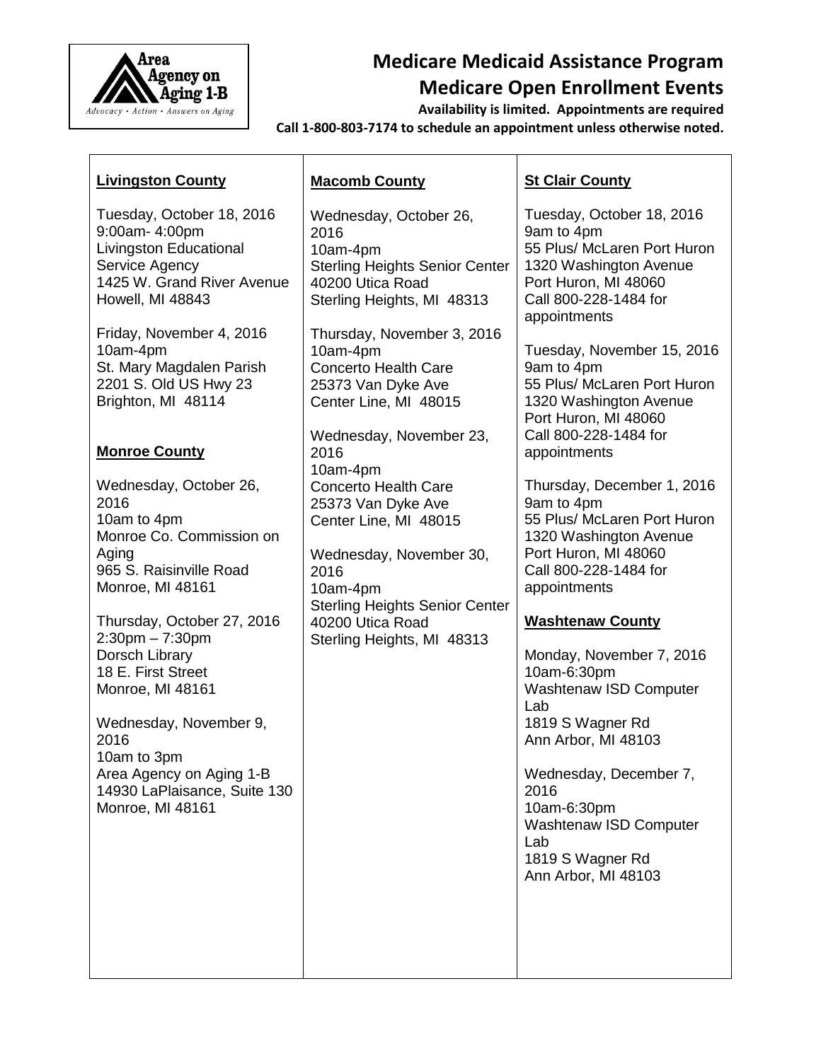Area Agency on Aging 1-B

*Advocacy • Action • Answers on Aging*

# Medicare Medicaid Assistance Program

# Medicare Open Enrollment Events

**Availability is limited. Appointments are required**

**Call 1-800-803-7174 to schedule an appointment unless otherwise noted.**

## Livingston County

Tuesday, October 18, 2016
9:00am- 4:00pm
Livingston Educational Service Agency
1425 W. Grand River Avenue
Howell, MI 48843

Friday, November 4, 2016
10am-4pm
St. Mary Magdalen Parish
2201 S. Old US Hwy 23
Brighton, MI 48114

## Monroe County

Wednesday, October 26, 2016
10am to 4pm
Monroe Co. Commission on Aging
965 S. Raisinville Road
Monroe, MI 48161

Thursday, October 27, 2016
2:30pm – 7:30pm
Dorsch Library
18 E. First Street
Monroe, MI 48161

Wednesday, November 9, 2016
10am to 3pm
Area Agency on Aging 1-B
14930 LaPlaisance, Suite 130
Monroe, MI 48161

## Macomb County

Wednesday, October 26, 2016
10am-4pm
Sterling Heights Senior Center
40200 Utica Road
Sterling Heights, MI 48313

Thursday, November 3, 2016
10am-4pm
Concerto Health Care
25373 Van Dyke Ave
Center Line, MI 48015

Wednesday, November 23, 2016
10am-4pm
Concerto Health Care
25373 Van Dyke Ave
Center Line, MI 48015

Wednesday, November 30, 2016
10am-4pm
Sterling Heights Senior Center
40200 Utica Road
Sterling Heights, MI 48313

## St Clair County

Tuesday, October 18, 2016
9am to 4pm
55 Plus/ McLaren Port Huron
1320 Washington Avenue
Port Huron, MI 48060
Call 800-228-1484 for appointments

Tuesday, November 15, 2016
9am to 4pm
55 Plus/ McLaren Port Huron
1320 Washington Avenue
Port Huron, MI 48060
Call 800-228-1484 for appointments

Thursday, December 1, 2016
9am to 4pm
55 Plus/ McLaren Port Huron
1320 Washington Avenue
Port Huron, MI 48060
Call 800-228-1484 for appointments

## Washtenaw County

Monday, November 7, 2016
10am-6:30pm
Washtenaw ISD Computer Lab
1819 S Wagner Rd
Ann Arbor, MI 48103

Wednesday, December 7, 2016
10am-6:30pm
Washtenaw ISD Computer Lab
1819 S Wagner Rd
Ann Arbor, MI 48103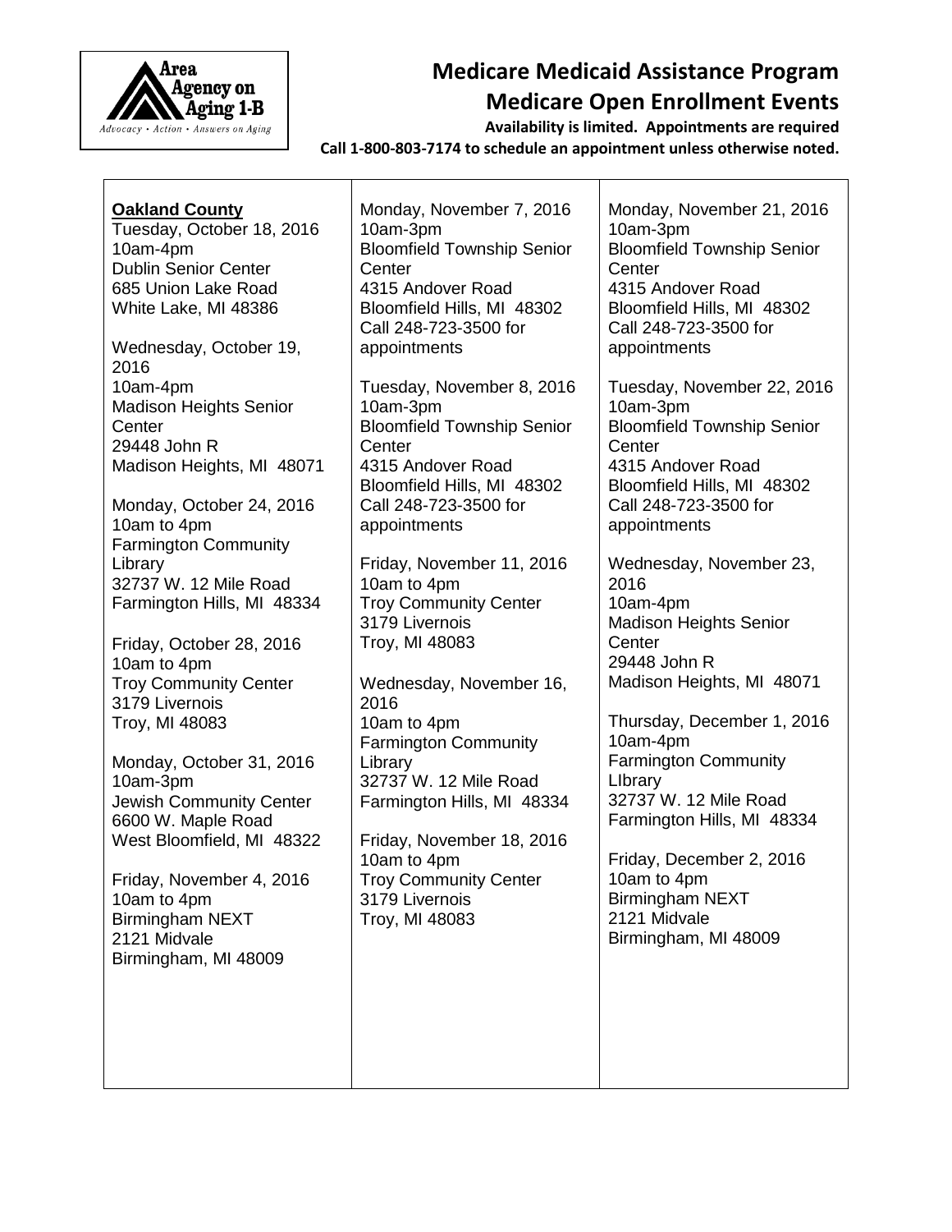Area Agency on Aging 1-B

Advocacy • Action • Answers on Aging

# Medicare Medicaid Assistance Program

# Medicare Open Enrollment Events

**Availability is limited. Appointments are required**

**Call 1-800-803-7174 to schedule an appointment unless otherwise noted.**

**Oakland County**

Tuesday, October 18, 2016
10am-4pm
Dublin Senior Center
685 Union Lake Road
White Lake, MI 48386

Wednesday, October 19, 2016
10am-4pm
Madison Heights Senior Center
29448 John R
Madison Heights, MI 48071

Monday, October 24, 2016
10am to 4pm
Farmington Community Library
32737 W. 12 Mile Road
Farmington Hills, MI 48334

Friday, October 28, 2016
10am to 4pm
Troy Community Center
3179 Livernois
Troy, MI 48083

Monday, October 31, 2016
10am-3pm
Jewish Community Center
6600 W. Maple Road
West Bloomfield, MI 48322

Friday, November 4, 2016
10am to 4pm
Birmingham NEXT
2121 Midvale
Birmingham, MI 48009

Monday, November 7, 2016
10am-3pm
Bloomfield Township Senior Center
4315 Andover Road
Bloomfield Hills, MI 48302
Call 248-723-3500 for appointments

Tuesday, November 8, 2016
10am-3pm
Bloomfield Township Senior Center
4315 Andover Road
Bloomfield Hills, MI 48302
Call 248-723-3500 for appointments

Friday, November 11, 2016
10am to 4pm
Troy Community Center
3179 Livernois
Troy, MI 48083

Wednesday, November 16, 2016
10am to 4pm
Farmington Community Library
32737 W. 12 Mile Road
Farmington Hills, MI 48334

Friday, November 18, 2016
10am to 4pm
Troy Community Center
3179 Livernois
Troy, MI 48083

Monday, November 21, 2016
10am-3pm
Bloomfield Township Senior Center
4315 Andover Road
Bloomfield Hills, MI 48302
Call 248-723-3500 for appointments

Tuesday, November 22, 2016
10am-3pm
Bloomfield Township Senior Center
4315 Andover Road
Bloomfield Hills, MI 48302
Call 248-723-3500 for appointments

Wednesday, November 23, 2016
10am-4pm
Madison Heights Senior Center
29448 John R
Madison Heights, MI 48071

Thursday, December 1, 2016
10am-4pm
Farmington Community LIbrary
32737 W. 12 Mile Road
Farmington Hills, MI 48334

Friday, December 2, 2016
10am to 4pm
Birmingham NEXT
2121 Midvale
Birmingham, MI 48009